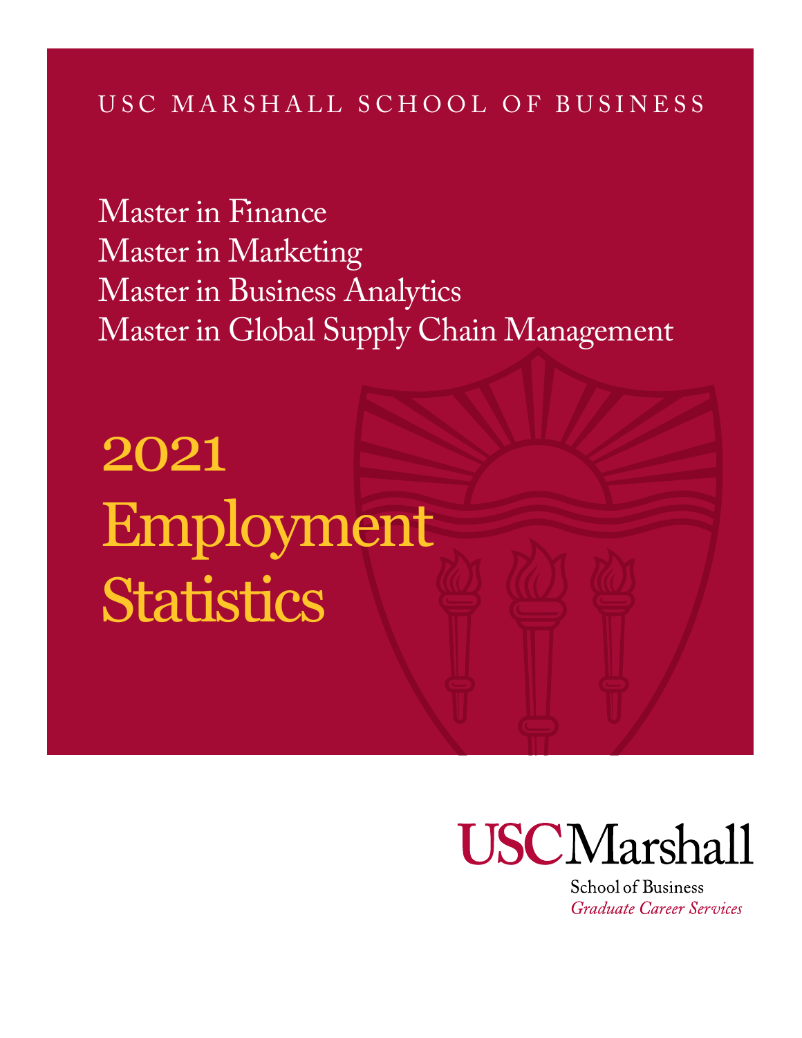USC MARSHALL SCHOOL OF BUSINESS

Master in Finance
Master in Marketing
Master in Business Analytics
Master in Global Supply Chain Management

# 2021 Employment Statistics

USC Marshall
School of Business
*Graduate Career Services*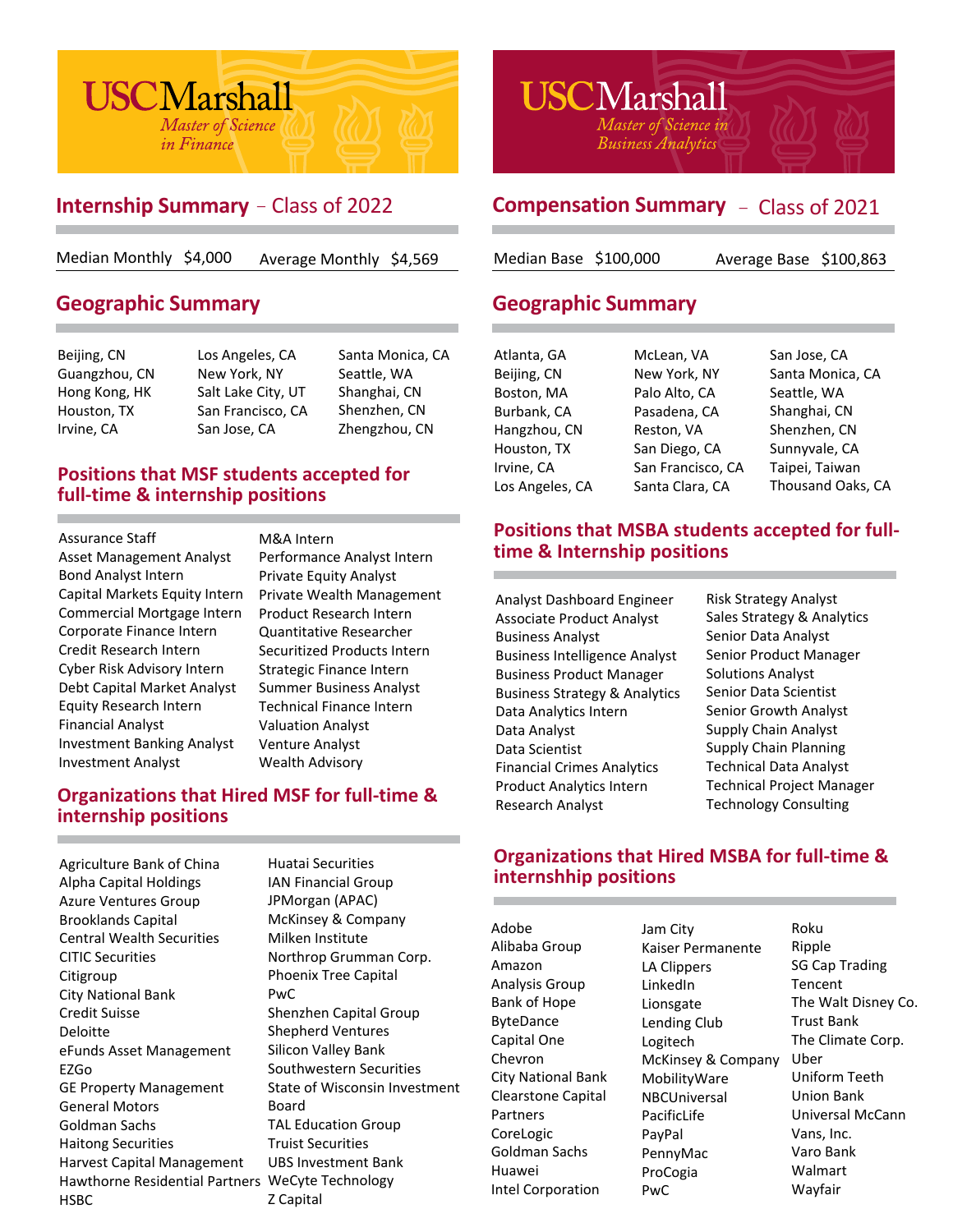# USC Marshall
*Master of Science in Finance*

## Internship Summary – Class of 2022

Median Monthly $4,000  Average Monthly $4,569

## Geographic Summary

- Beijing, CN
- Guangzhou, CN
- Hong Kong, HK
- Houston, TX
- Irvine, CA
- Los Angeles, CA
- New York, NY
- Salt Lake City, UT
- San Francisco, CA
- San Jose, CA
- Santa Monica, CA
- Seattle, WA
- Shanghai, CN
- Shenzhen, CN
- Zhengzhou, CN

## Positions that MSF students accepted for full-time & internship positions

- Assurance Staff
- Asset Management Analyst
- Bond Analyst Intern
- Capital Markets Equity Intern
- Commercial Mortgage Intern
- Corporate Finance Intern
- Credit Research Intern
- Cyber Risk Advisory Intern
- Debt Capital Market Analyst
- Equity Research Intern
- Financial Analyst
- Investment Banking Analyst
- Investment Analyst
- M&A Intern
- Performance Analyst Intern
- Private Equity Analyst
- Private Wealth Management
- Product Research Intern
- Quantitative Researcher
- Securitized Products Intern
- Strategic Finance Intern
- Summer Business Analyst
- Technical Finance Intern
- Valuation Analyst
- Venture Analyst
- Wealth Advisory

## Organizations that Hired MSF for full-time & internship positions

- Agriculture Bank of China
- Alpha Capital Holdings
- Azure Ventures Group
- Brooklands Capital
- Central Wealth Securities
- CITIC Securities
- Citigroup
- City National Bank
- Credit Suisse
- Deloitte
- eFunds Asset Management
- EZGo
- GE Property Management
- General Motors
- Goldman Sachs
- Haitong Securities
- Harvest Capital Management
- Hawthorne Residential Partners
- HSBC
- Huatai Securities
- IAN Financial Group
- JPMorgan (APAC)
- McKinsey & Company
- Milken Institute
- Northrop Grumman Corp.
- Phoenix Tree Capital
- PwC
- Shenzhen Capital Group
- Shepherd Ventures
- Silicon Valley Bank
- Southwestern Securities
- State of Wisconsin Investment Board
- TAL Education Group
- Truist Securities
- UBS Investment Bank
- WeCyte Technology
- Z Capital

# USC Marshall
*Master of Science in Business Analytics*

## Compensation Summary – Class of 2021

Median Base $100,000  Average Base $100,863

## Geographic Summary

- Atlanta, GA
- Beijing, CN
- Boston, MA
- Burbank, CA
- Hangzhou, CN
- Houston, TX
- Irvine, CA
- Los Angeles, CA
- McLean, VA
- New York, NY
- Palo Alto, CA
- Pasadena, CA
- Reston, VA
- San Diego, CA
- San Francisco, CA
- Santa Clara, CA
- San Jose, CA
- Santa Monica, CA
- Seattle, WA
- Shanghai, CN
- Shenzhen, CN
- Sunnyvale, CA
- Taipei, Taiwan
- Thousand Oaks, CA

## Positions that MSBA students accepted for full-time & Internship positions

- Analyst Dashboard Engineer
- Associate Product Analyst
- Business Analyst
- Business Intelligence Analyst
- Business Product Manager
- Business Strategy & Analytics
- Data Analytics Intern
- Data Analyst
- Data Scientist
- Financial Crimes Analytics
- Product Analytics Intern
- Research Analyst
- Risk Strategy Analyst
- Sales Strategy & Analytics
- Senior Data Analyst
- Senior Product Manager
- Solutions Analyst
- Senior Data Scientist
- Senior Growth Analyst
- Supply Chain Analyst
- Supply Chain Planning
- Technical Data Analyst
- Technical Project Manager
- Technology Consulting

## Organizations that Hired MSBA for full-time & internshhip positions

- Adobe
- Alibaba Group
- Amazon
- Analysis Group
- Bank of Hope
- ByteDance
- Capital One
- Chevron
- City National Bank
- Clearstone Capital Partners
- CoreLogic
- Goldman Sachs
- Huawei
- Intel Corporation
- Jam City
- Kaiser Permanente
- LA Clippers
- LinkedIn
- Lionsgate
- Lending Club
- Logitech
- McKinsey & Company
- MobilityWare
- NBCUniversal
- PacificLife
- PayPal
- PennyMac
- ProCogia
- PwC
- Roku
- Ripple
- SG Cap Trading
- Tencent
- The Walt Disney Co.
- Trust Bank
- The Climate Corp.
- Uber
- Uniform Teeth
- Union Bank
- Universal McCann
- Vans, Inc.
- Varo Bank
- Walmart
- Wayfair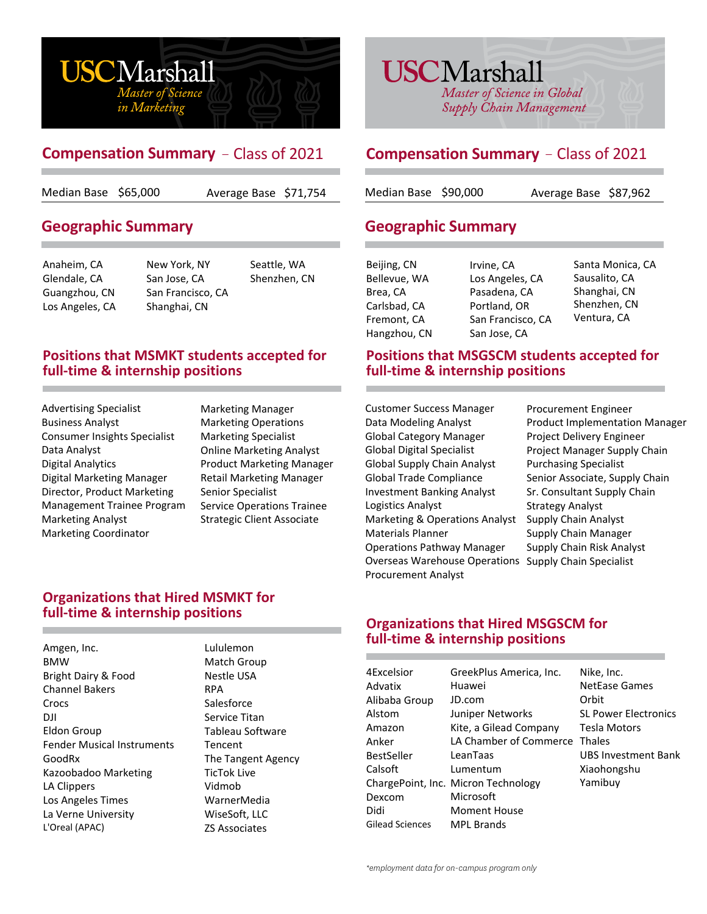# USC Marshall

*Master of Science in Marketing*

## Compensation Summary – Class of 2021

Median Base $65,000 Average Base $71,754

## Geographic Summary

- Anaheim, CA
- Glendale, CA
- Guangzhou, CN
- Los Angeles, CA
- New York, NY
- San Jose, CA
- San Francisco, CA
- Shanghai, CN
- Seattle, WA
- Shenzhen, CN

## Positions that MSMKT students accepted for full-time & internship positions

- Advertising Specialist
- Business Analyst
- Consumer Insights Specialist
- Data Analyst
- Digital Analytics
- Digital Marketing Manager
- Director, Product Marketing
- Management Trainee Program
- Marketing Analyst
- Marketing Coordinator
- Marketing Manager
- Marketing Operations
- Marketing Specialist
- Online Marketing Analyst
- Product Marketing Manager
- Retail Marketing Manager
- Senior Specialist
- Service Operations Trainee
- Strategic Client Associate

## Organizations that Hired MSMKT for full-time & internship positions

- Amgen, Inc.
- BMW
- Bright Dairy & Food
- Channel Bakers
- Crocs
- DJI
- Eldon Group
- Fender Musical Instruments
- GoodRx
- Kazoobadoo Marketing
- LA Clippers
- Los Angeles Times
- La Verne University
- L'Oreal (APAC)
- Lululemon
- Match Group
- Nestle USA
- RPA
- Salesforce
- Service Titan
- Tableau Software
- Tencent
- The Tangent Agency
- TicTok Live
- Vidmob
- WarnerMedia
- WiseSoft, LLC
- ZS Associates

# USC Marshall

*Master of Science in Global Supply Chain Management*

## Compensation Summary – Class of 2021

Median Base $90,000 Average Base $87,962

## Geographic Summary

- Beijing, CN
- Bellevue, WA
- Brea, CA
- Carlsbad, CA
- Fremont, CA
- Hangzhou, CN
- Irvine, CA
- Los Angeles, CA
- Pasadena, CA
- Portland, OR
- San Francisco, CA
- San Jose, CA
- Santa Monica, CA
- Sausalito, CA
- Shanghai, CN
- Shenzhen, CN
- Ventura, CA

## Positions that MSGSCM students accepted for full-time & internship positions

- Customer Success Manager
- Data Modeling Analyst
- Global Category Manager
- Global Digital Specialist
- Global Supply Chain Analyst
- Global Trade Compliance
- Investment Banking Analyst
- Logistics Analyst
- Marketing & Operations Analyst
- Materials Planner
- Operations Pathway Manager
- Overseas Warehouse Operations
- Procurement Analyst
- Procurement Engineer
- Product Implementation Manager
- Project Delivery Engineer
- Project Manager Supply Chain
- Purchasing Specialist
- Senior Associate, Supply Chain
- Sr. Consultant Supply Chain
- Strategy Analyst
- Supply Chain Analyst
- Supply Chain Manager
- Supply Chain Risk Analyst
- Supply Chain Specialist

## Organizations that Hired MSGSCM for full-time & internship positions

- 4Excelsior
- Advatix
- Alibaba Group
- Alstom
- Amazon
- Anker
- BestSeller
- Calsoft
- ChargePoint, Inc.
- Dexcom
- Didi
- Gilead Sciences
- GreekPlus America, Inc.
- Huawei
- JD.com
- Juniper Networks
- Kite, a Gilead Company
- LA Chamber of Commerce
- LeanTaas
- Lumentum
- Micron Technology
- Microsoft
- Moment House
- MPL Brands
- Nike, Inc.
- NetEase Games
- Orbit
- SL Power Electronics
- Tesla Motors
- Thales
- UBS Investment Bank
- Xiaohongshu
- Yamibuy

*\*employment data for on-campus program only*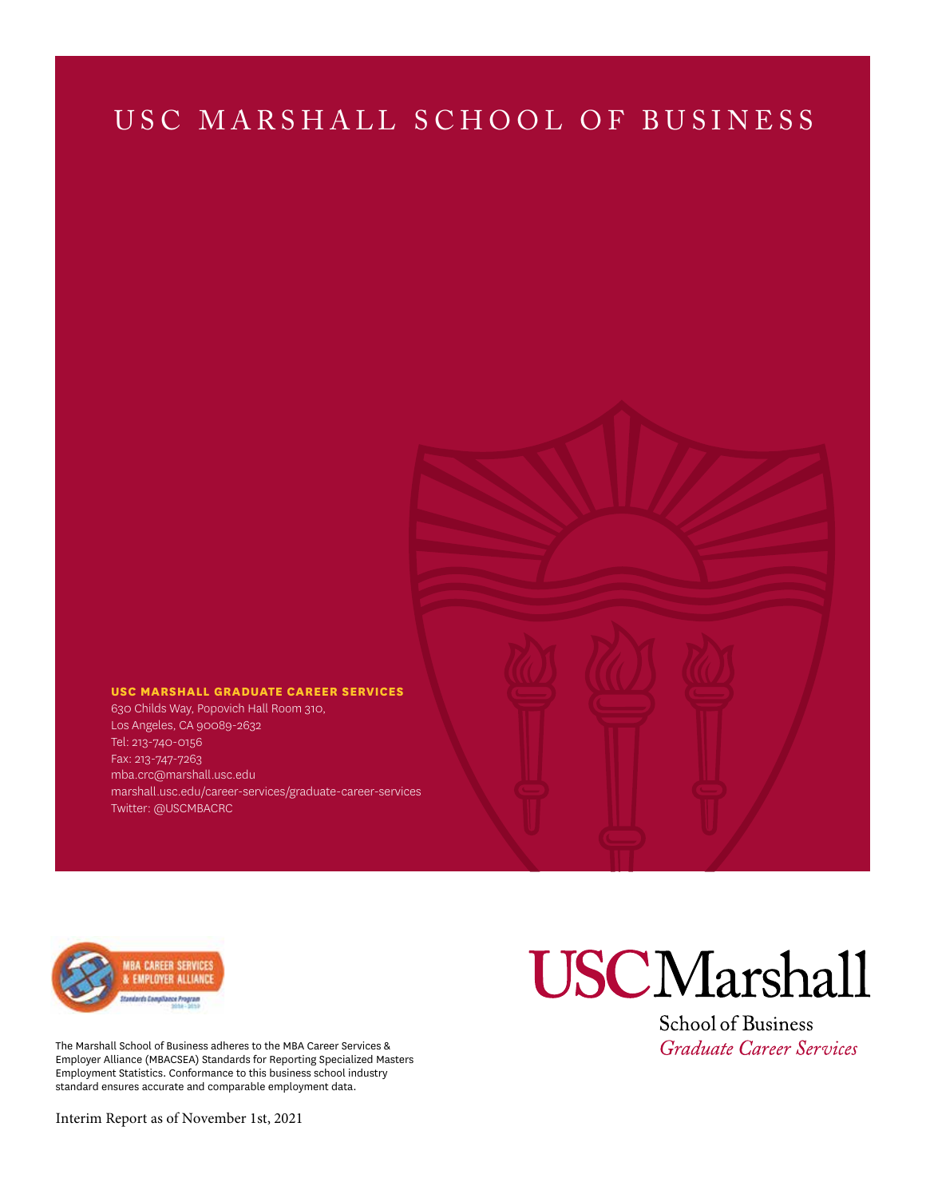# USC MARSHALL SCHOOL OF BUSINESS

**USC MARSHALL GRADUATE CAREER SERVICES**

630 Childs Way, Popovich Hall Room 310,
Los Angeles, CA 90089-2632
Tel: 213-740-0156
Fax: 213-747-7263
mba.crc@marshall.usc.edu
marshall.usc.edu/career-services/graduate-career-services
Twitter: @USCMBACRC

MBA CAREER SERVICES & EMPLOYER ALLIANCE
Standards Compliance Program

The Marshall School of Business adheres to the MBA Career Services & Employer Alliance (MBACSEA) Standards for Reporting Specialized Masters Employment Statistics. Conformance to this business school industry standard ensures accurate and comparable employment data.

USC Marshall
School of Business
*Graduate Career Services*

Interim Report as of November 1st, 2021